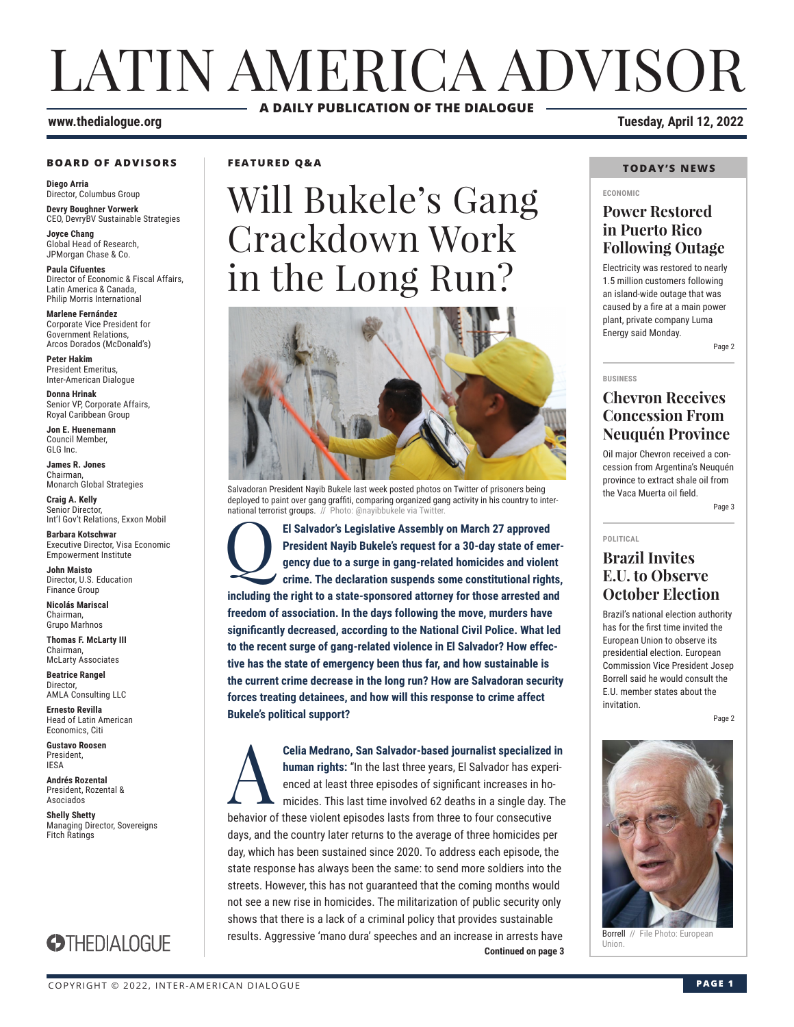# LATIN AMERICA ADVISOR

**A DAILY PUBLICATION OF THE DIALOGUE**

**www.thedialogue.org** **Tuesday, April 12, 2022**

### BOARD OF ADVISORS

**Diego Arria**
Director, Columbus Group

**Devry Boughner Vorwerk**
CEO, DevryBV Sustainable Strategies

**Joyce Chang**
Global Head of Research, JPMorgan Chase & Co.

**Paula Cifuentes**
Director of Economic & Fiscal Affairs, Latin America & Canada, Philip Morris International

**Marlene Fernández**
Corporate Vice President for Government Relations, Arcos Dorados (McDonald's)

**Peter Hakim**
President Emeritus, Inter-American Dialogue

**Donna Hrinak**
Senior VP, Corporate Affairs, Royal Caribbean Group

**Jon E. Huenemann**
Council Member, GLG Inc.

**James R. Jones**
Chairman, Monarch Global Strategies

**Craig A. Kelly**
Senior Director, Int'l Gov't Relations, Exxon Mobil

**Barbara Kotschwar**
Executive Director, Visa Economic Empowerment Institute

**John Maisto**
Director, U.S. Education Finance Group

**Nicolás Mariscal**
Chairman, Grupo Marhnos

**Thomas F. McLarty III**
Chairman, McLarty Associates

**Beatrice Rangel**
Director, AMLA Consulting LLC

**Ernesto Revilla**
Head of Latin American Economics, Citi

**Gustavo Roosen**
President, IESA

**Andrés Rozental**
President, Rozental & Asociados

**Shelly Shetty**
Managing Director, Sovereigns Fitch Ratings

THEDIALOGUE

**FEATURED Q&A**

## Will Bukele's Gang Crackdown Work in the Long Run?

Salvadoran President Nayib Bukele last week posted photos on Twitter of prisoners being deployed to paint over gang graffiti, comparing organized gang activity in his country to international terrorist groups. // Photo: @nayibbukele via Twitter.

**Q: El Salvador's Legislative Assembly on March 27 approved President Nayib Bukele's request for a 30-day state of emergency due to a surge in gang-related homicides and violent crime. The declaration suspends some constitutional rights, including the right to a state-sponsored attorney for those arrested and freedom of association. In the days following the move, murders have significantly decreased, according to the National Civil Police. What led to the recent surge of gang-related violence in El Salvador? How effective has the state of emergency been thus far, and how sustainable is the current crime decrease in the long run? How are Salvadoran security forces treating detainees, and how will this response to crime affect Bukele's political support?**

**A: Celia Medrano, San Salvador-based journalist specialized in human rights:** "In the last three years, El Salvador has experienced at least three episodes of significant increases in homicides. This last time involved 62 deaths in a single day. The behavior of these violent episodes lasts from three to four consecutive days, and the country later returns to the average of three homicides per day, which has been sustained since 2020. To address each episode, the state response has always been the same: to send more soldiers into the streets. However, this has not guaranteed that the coming months would not see a new rise in homicides. The militarization of public security only shows that there is a lack of a criminal policy that provides sustainable results. Aggressive 'mano dura' speeches and an increase in arrests have

**Continued on page 3**

### TODAY'S NEWS

**ECONOMIC**

### Power Restored in Puerto Rico Following Outage

Electricity was restored to nearly 1.5 million customers following an island-wide outage that was caused by a fire at a main power plant, private company Luma Energy said Monday.

Page 2

**BUSINESS**

### Chevron Receives Concession From Neuquén Province

Oil major Chevron received a concession from Argentina's Neuquén province to extract shale oil from the Vaca Muerta oil field.

Page 3

**POLITICAL**

### Brazil Invites E.U. to Observe October Election

Brazil's national election authority has for the first time invited the European Union to observe its presidential election. European Commission Vice President Josep Borrell said he would consult the E.U. member states about the invitation.

Page 2

Borrell // File Photo: European Union.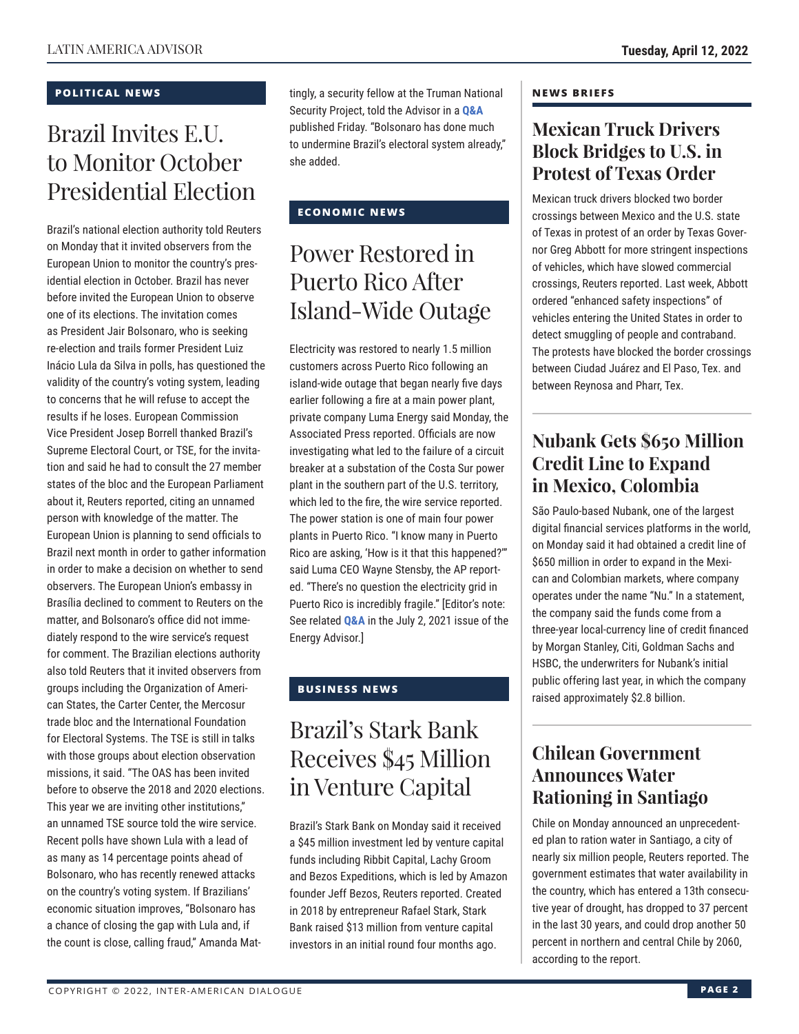## POLITICAL NEWS

# Brazil Invites E.U. to Monitor October Presidential Election

Brazil's national election authority told Reuters on Monday that it invited observers from the European Union to monitor the country's presidential election in October. Brazil has never before invited the European Union to observe one of its elections. The invitation comes as President Jair Bolsonaro, who is seeking re-election and trails former President Luiz Inácio Lula da Silva in polls, has questioned the validity of the country's voting system, leading to concerns that he will refuse to accept the results if he loses. European Commission Vice President Josep Borrell thanked Brazil's Supreme Electoral Court, or TSE, for the invitation and said he had to consult the 27 member states of the bloc and the European Parliament about it, Reuters reported, citing an unnamed person with knowledge of the matter. The European Union is planning to send officials to Brazil next month in order to gather information in order to make a decision on whether to send observers. The European Union's embassy in Brasília declined to comment to Reuters on the matter, and Bolsonaro's office did not immediately respond to the wire service's request for comment. The Brazilian elections authority also told Reuters that it invited observers from groups including the Organization of American States, the Carter Center, the Mercosur trade bloc and the International Foundation for Electoral Systems. The TSE is still in talks with those groups about election observation missions, it said. "The OAS has been invited before to observe the 2018 and 2020 elections. This year we are inviting other institutions," an unnamed TSE source told the wire service. Recent polls have shown Lula with a lead of as many as 14 percentage points ahead of Bolsonaro, who has recently renewed attacks on the country's voting system. If Brazilians' economic situation improves, "Bolsonaro has a chance of closing the gap with Lula and, if the count is close, calling fraud," Amanda Mattingly, a security fellow at the Truman National Security Project, told the Advisor in a **Q&A** published Friday. "Bolsonaro has done much to undermine Brazil's electoral system already," she added.

## ECONOMIC NEWS

# Power Restored in Puerto Rico After Island-Wide Outage

Electricity was restored to nearly 1.5 million customers across Puerto Rico following an island-wide outage that began nearly five days earlier following a fire at a main power plant, private company Luma Energy said Monday, the Associated Press reported. Officials are now investigating what led to the failure of a circuit breaker at a substation of the Costa Sur power plant in the southern part of the U.S. territory, which led to the fire, the wire service reported. The power station is one of main four power plants in Puerto Rico. "I know many in Puerto Rico are asking, 'How is it that this happened?'" said Luma CEO Wayne Stensby, the AP reported. "There's no question the electricity grid in Puerto Rico is incredibly fragile." [Editor's note: See related **Q&A** in the July 2, 2021 issue of the Energy Advisor.]

## BUSINESS NEWS

# Brazil's Stark Bank Receives $45 Million in Venture Capital

Brazil's Stark Bank on Monday said it received a $45 million investment led by venture capital funds including Ribbit Capital, Lachy Groom and Bezos Expeditions, which is led by Amazon founder Jeff Bezos, Reuters reported. Created in 2018 by entrepreneur Rafael Stark, Stark Bank raised $13 million from venture capital investors in an initial round four months ago.

## NEWS BRIEFS

### Mexican Truck Drivers Block Bridges to U.S. in Protest of Texas Order

Mexican truck drivers blocked two border crossings between Mexico and the U.S. state of Texas in protest of an order by Texas Governor Greg Abbott for more stringent inspections of vehicles, which have slowed commercial crossings, Reuters reported. Last week, Abbott ordered "enhanced safety inspections" of vehicles entering the United States in order to detect smuggling of people and contraband. The protests have blocked the border crossings between Ciudad Juárez and El Paso, Tex. and between Reynosa and Pharr, Tex.

### Nubank Gets $650 Million Credit Line to Expand in Mexico, Colombia

São Paulo-based Nubank, one of the largest digital financial services platforms in the world, on Monday said it had obtained a credit line of $650 million in order to expand in the Mexican and Colombian markets, where company operates under the name "Nu." In a statement, the company said the funds come from a three-year local-currency line of credit financed by Morgan Stanley, Citi, Goldman Sachs and HSBC, the underwriters for Nubank's initial public offering last year, in which the company raised approximately $2.8 billion.

### Chilean Government Announces Water Rationing in Santiago

Chile on Monday announced an unprecedented plan to ration water in Santiago, a city of nearly six million people, Reuters reported. The government estimates that water availability in the country, which has entered a 13th consecutive year of drought, has dropped to 37 percent in the last 30 years, and could drop another 50 percent in northern and central Chile by 2060, according to the report.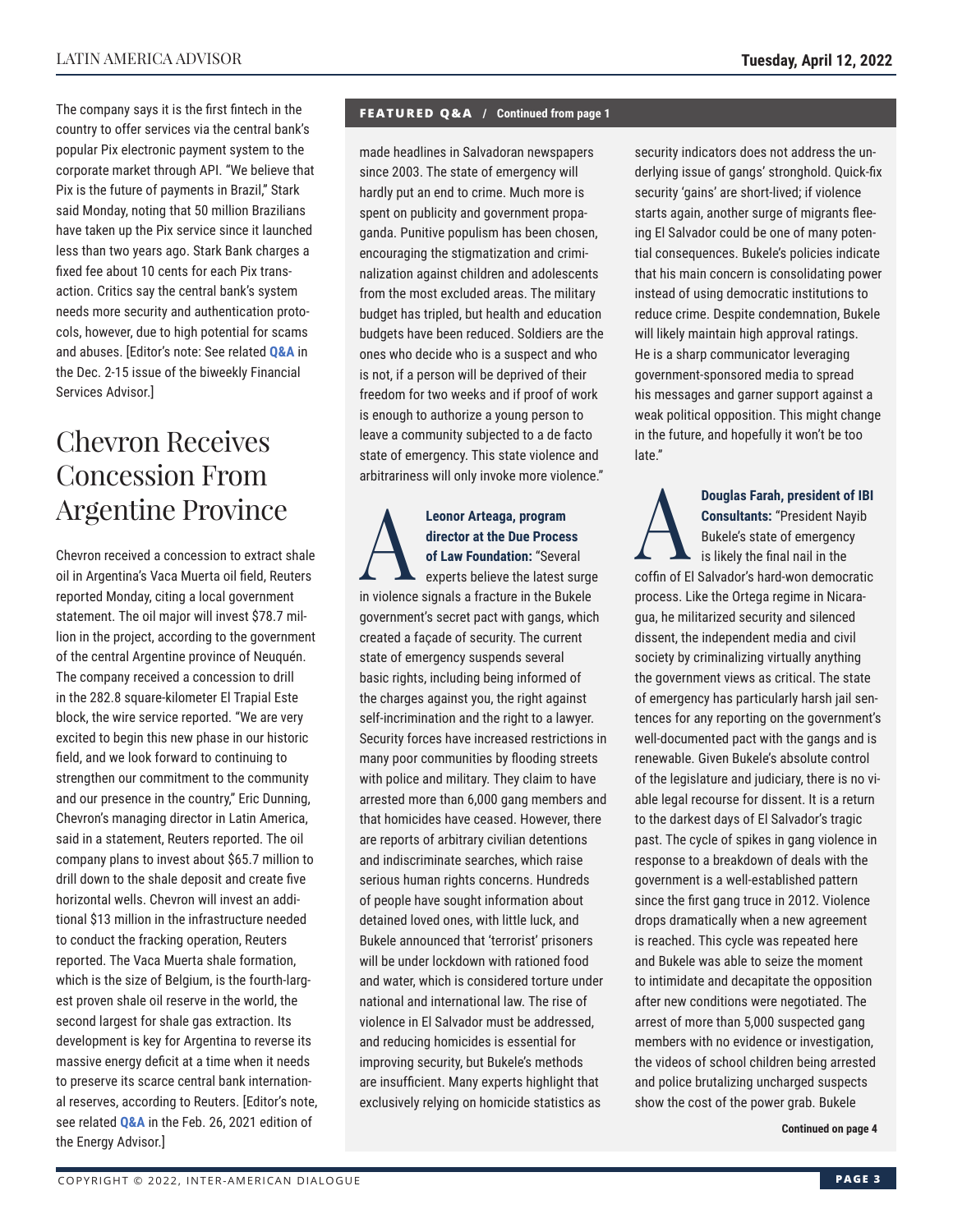The company says it is the first fintech in the country to offer services via the central bank's popular Pix electronic payment system to the corporate market through API. "We believe that Pix is the future of payments in Brazil," Stark said Monday, noting that 50 million Brazilians have taken up the Pix service since it launched less than two years ago. Stark Bank charges a fixed fee about 10 cents for each Pix transaction. Critics say the central bank's system needs more security and authentication protocols, however, due to high potential for scams and abuses. [Editor's note: See related **Q&A** in the Dec. 2-15 issue of the biweekly Financial Services Advisor.]

# Chevron Receives Concession From Argentine Province

Chevron received a concession to extract shale oil in Argentina's Vaca Muerta oil field, Reuters reported Monday, citing a local government statement. The oil major will invest $78.7 million in the project, according to the government of the central Argentine province of Neuquén. The company received a concession to drill in the 282.8 square-kilometer El Trapial Este block, the wire service reported. "We are very excited to begin this new phase in our historic field, and we look forward to continuing to strengthen our commitment to the community and our presence in the country," Eric Dunning, Chevron's managing director in Latin America, said in a statement, Reuters reported. The oil company plans to invest about $65.7 million to drill down to the shale deposit and create five horizontal wells. Chevron will invest an additional $13 million in the infrastructure needed to conduct the fracking operation, Reuters reported. The Vaca Muerta shale formation, which is the size of Belgium, is the fourth-largest proven shale oil reserve in the world, the second largest for shale gas extraction. Its development is key for Argentina to reverse its massive energy deficit at a time when it needs to preserve its scarce central bank international reserves, according to Reuters. [Editor's note, see related **Q&A** in the Feb. 26, 2021 edition of the Energy Advisor.]

**FEATURED Q&A / Continued from page 1**

made headlines in Salvadoran newspapers since 2003. The state of emergency will hardly put an end to crime. Much more is spent on publicity and government propaganda. Punitive populism has been chosen, encouraging the stigmatization and criminalization against children and adolescents from the most excluded areas. The military budget has tripled, but health and education budgets have been reduced. Soldiers are the ones who decide who is a suspect and who is not, if a person will be deprived of their freedom for two weeks and if proof of work is enough to authorize a young person to leave a community subjected to a de facto state of emergency. This state violence and arbitrariness will only invoke more violence."

**A** **Leonor Arteaga, program director at the Due Process of Law Foundation:** "Several experts believe the latest surge in violence signals a fracture in the Bukele government's secret pact with gangs, which created a façade of security. The current state of emergency suspends several basic rights, including being informed of the charges against you, the right against self-incrimination and the right to a lawyer. Security forces have increased restrictions in many poor communities by flooding streets with police and military. They claim to have arrested more than 6,000 gang members and that homicides have ceased. However, there are reports of arbitrary civilian detentions and indiscriminate searches, which raise serious human rights concerns. Hundreds of people have sought information about detained loved ones, with little luck, and Bukele announced that 'terrorist' prisoners will be under lockdown with rationed food and water, which is considered torture under national and international law. The rise of violence in El Salvador must be addressed, and reducing homicides is essential for improving security, but Bukele's methods are insufficient. Many experts highlight that exclusively relying on homicide statistics as security indicators does not address the underlying issue of gangs' stronghold. Quick-fix security 'gains' are short-lived; if violence starts again, another surge of migrants fleeing El Salvador could be one of many potential consequences. Bukele's policies indicate that his main concern is consolidating power instead of using democratic institutions to reduce crime. Despite condemnation, Bukele will likely maintain high approval ratings. He is a sharp communicator leveraging government-sponsored media to spread his messages and garner support against a weak political opposition. This might change in the future, and hopefully it won't be too late."

**A** **Douglas Farah, president of IBI Consultants:** "President Nayib Bukele's state of emergency is likely the final nail in the coffin of El Salvador's hard-won democratic process. Like the Ortega regime in Nicaragua, he militarized security and silenced dissent, the independent media and civil society by criminalizing virtually anything the government views as critical. The state of emergency has particularly harsh jail sentences for any reporting on the government's well-documented pact with the gangs and is renewable. Given Bukele's absolute control of the legislature and judiciary, there is no viable legal recourse for dissent. It is a return to the darkest days of El Salvador's tragic past. The cycle of spikes in gang violence in response to a breakdown of deals with the government is a well-established pattern since the first gang truce in 2012. Violence drops dramatically when a new agreement is reached. This cycle was repeated here and Bukele was able to seize the moment to intimidate and decapitate the opposition after new conditions were negotiated. The arrest of more than 5,000 suspected gang members with no evidence or investigation, the videos of school children being arrested and police brutalizing uncharged suspects show the cost of the power grab. Bukele

**Continued on page 4**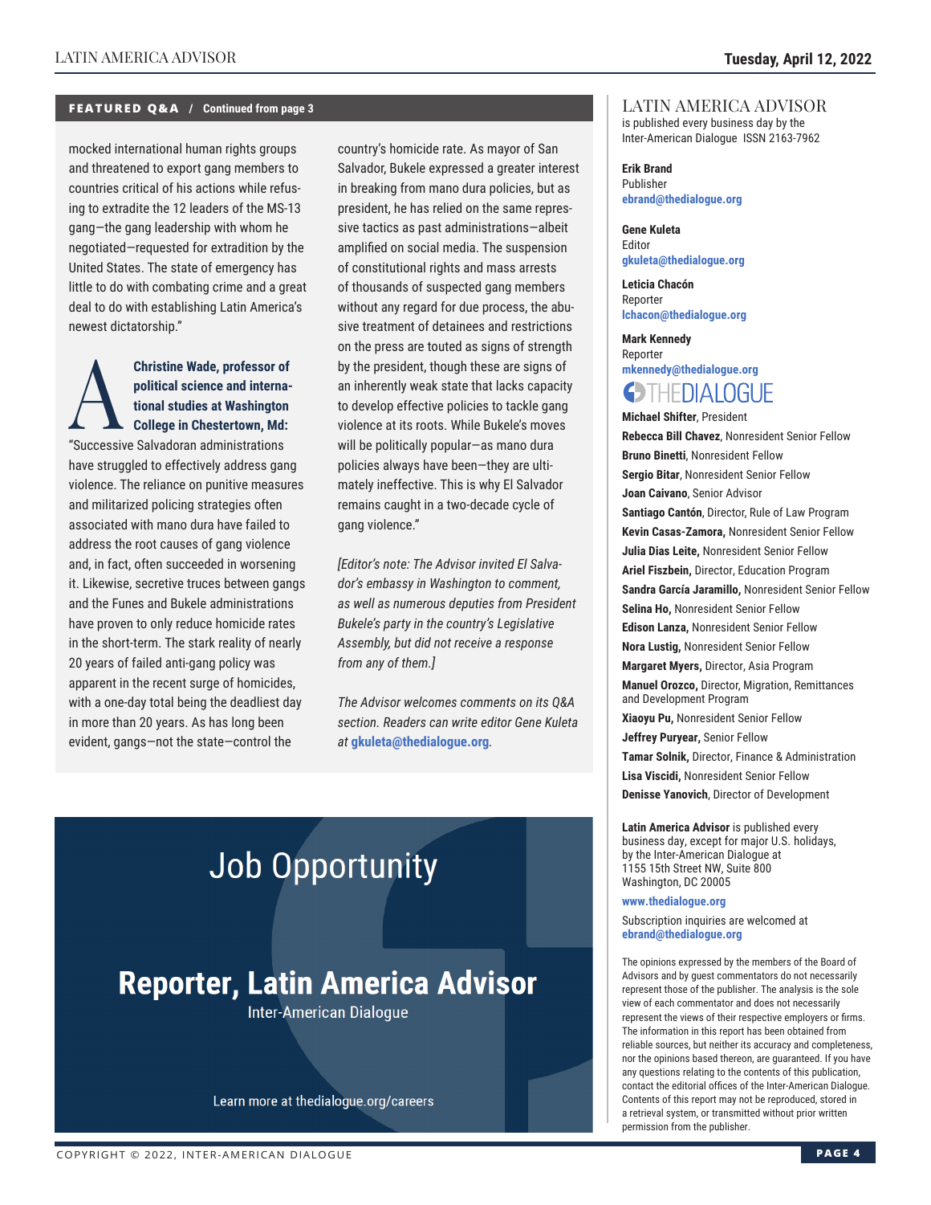**FEATURED Q&A / Continued from page 3**

mocked international human rights groups and threatened to export gang members to countries critical of his actions while refusing to extradite the 12 leaders of the MS-13 gang—the gang leadership with whom he negotiated—requested for extradition by the United States. The state of emergency has little to do with combating crime and a great deal to do with establishing Latin America's newest dictatorship."

**A** **Christine Wade, professor of political science and international studies at Washington College in Chestertown, Md:** "Successive Salvadoran administrations have struggled to effectively address gang violence. The reliance on punitive measures and militarized policing strategies often associated with mano dura have failed to address the root causes of gang violence and, in fact, often succeeded in worsening it. Likewise, secretive truces between gangs and the Funes and Bukele administrations have proven to only reduce homicide rates in the short-term. The stark reality of nearly 20 years of failed anti-gang policy was apparent in the recent surge of homicides, with a one-day total being the deadliest day in more than 20 years. As has long been evident, gangs—not the state—control the country's homicide rate. As mayor of San Salvador, Bukele expressed a greater interest in breaking from mano dura policies, but as president, he has relied on the same repressive tactics as past administrations—albeit amplified on social media. The suspension of constitutional rights and mass arrests of thousands of suspected gang members without any regard for due process, the abusive treatment of detainees and restrictions on the press are touted as signs of strength by the president, though these are signs of an inherently weak state that lacks capacity to develop effective policies to tackle gang violence at its roots. While Bukele's moves will be politically popular—as mano dura policies always have been—they are ultimately ineffective. This is why El Salvador remains caught in a two-decade cycle of gang violence."

*[Editor's note: The Advisor invited El Salvador's embassy in Washington to comment, as well as numerous deputies from President Bukele's party in the country's Legislative Assembly, but did not receive a response from any of them.]*

*The Advisor welcomes comments on its Q&A section. Readers can write editor Gene Kuleta at* **gkuleta@thedialogue.org**.

# Job Opportunity

## Reporter, Latin America Advisor

Inter-American Dialogue

Learn more at thedialogue.org/careers

---

LATIN AMERICA ADVISOR
is published every business day by the Inter-American Dialogue ISSN 2163-7962

**Erik Brand**
Publisher
**ebrand@thedialogue.org**

**Gene Kuleta**
Editor
**gkuleta@thedialogue.org**

**Leticia Chacón**
Reporter
**lchacon@thedialogue.org**

**Mark Kennedy**
Reporter
**mkennedy@thedialogue.org**

THEDIALOGUE

**Michael Shifter**, President
**Rebecca Bill Chavez**, Nonresident Senior Fellow
**Bruno Binetti**, Nonresident Fellow
**Sergio Bitar**, Nonresident Senior Fellow
**Joan Caivano**, Senior Advisor
**Santiago Cantón**, Director, Rule of Law Program
**Kevin Casas-Zamora**, Nonresident Senior Fellow
**Julia Dias Leite**, Nonresident Senior Fellow
**Ariel Fiszbein**, Director, Education Program
**Sandra García Jaramillo**, Nonresident Senior Fellow
**Selina Ho**, Nonresident Senior Fellow
**Edison Lanza**, Nonresident Senior Fellow
**Nora Lustig**, Nonresident Senior Fellow
**Margaret Myers**, Director, Asia Program
**Manuel Orozco**, Director, Migration, Remittances and Development Program
**Xiaoyu Pu**, Nonresident Senior Fellow
**Jeffrey Puryear**, Senior Fellow
**Tamar Solnik**, Director, Finance & Administration
**Lisa Viscidi**, Nonresident Senior Fellow
**Denisse Yanovich**, Director of Development

**Latin America Advisor** is published every business day, except for major U.S. holidays, by the Inter-American Dialogue at 1155 15th Street NW, Suite 800 Washington, DC 20005

**www.thedialogue.org**

Subscription inquiries are welcomed at **ebrand@thedialogue.org**

The opinions expressed by the members of the Board of Advisors and by guest commentators do not necessarily represent those of the publisher. The analysis is the sole view of each commentator and does not necessarily represent the views of their respective employers or firms. The information in this report has been obtained from reliable sources, but neither its accuracy and completeness, nor the opinions based thereon, are guaranteed. If you have any questions relating to the contents of this publication, contact the editorial offices of the Inter-American Dialogue. Contents of this report may not be reproduced, stored in a retrieval system, or transmitted without prior written permission from the publisher.